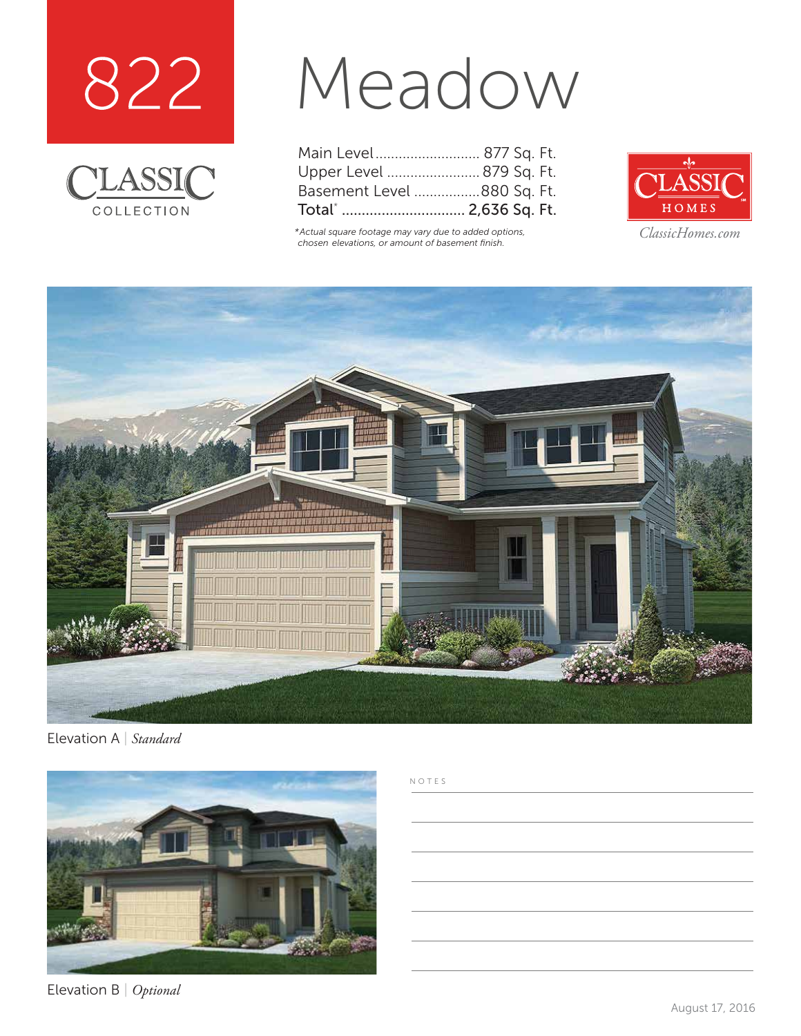# 822 Meadow

CLASSIC COLLECTION

| | |
|---|---|
| Main Level | 877 Sq. Ft. |
| Upper Level | 879 Sq. Ft. |
| Basement Level | 880 Sq. Ft. |
| Total* | 2,636 Sq. Ft. |

*Actual square footage may vary due to added options, chosen elevations, or amount of basement finish.

CLASSIC HOMES

ClassicHomes.com

Elevation A | *Standard*

Elevation B | *Optional*

NOTES

August 17, 2016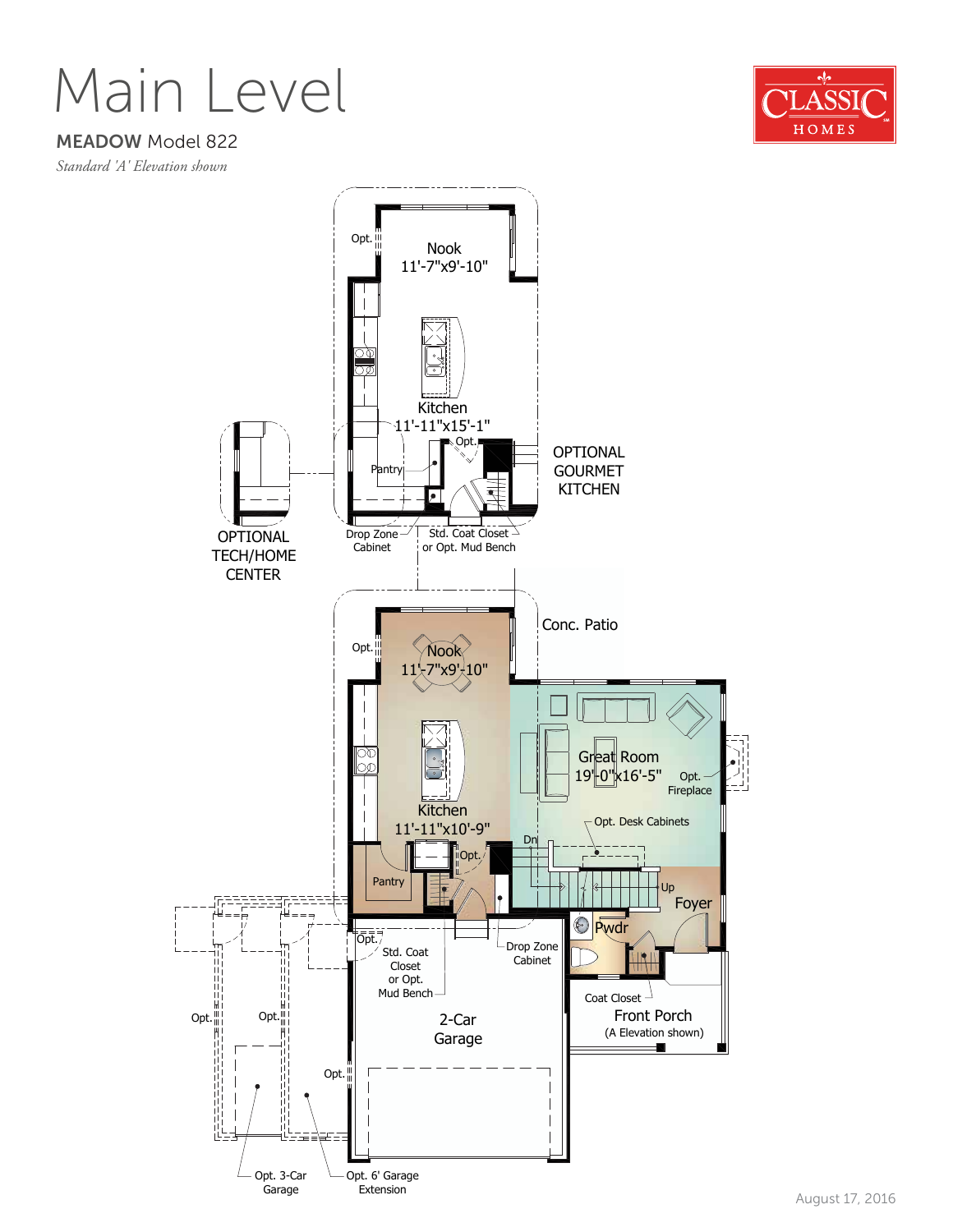# Main Level

**MEADOW** Model 822

*Standard 'A' Elevation shown*

CLASSIC HOMES

OPTIONAL GOURMET KITCHEN

- Opt.
- Nook 11'-7"x9'-10"
- Kitchen 11'-11"x15'-1"
- Opt.
- Pantry
- Drop Zone Cabinet
- Std. Coat Closet or Opt. Mud Bench

OPTIONAL TECH/HOME CENTER

- Opt.
- Nook 11'-7"x9'-10"
- Kitchen 11'-11"x10'-9"
- Opt.
- Pantry
- Conc. Patio
- Great Room 19'-0"x16'-5"
- Opt. Fireplace
- Opt. Desk Cabinets
- Dn
- Up
- Foyer
- Pwdr
- Opt.
- Std. Coat Closet or Opt. Mud Bench
- Drop Zone Cabinet
- Coat Closet
- Front Porch (A Elevation shown)
- 2-Car Garage
- Opt.
- Opt.
- Opt.
- Opt. 3-Car Garage
- Opt. 6' Garage Extension

August 17, 2016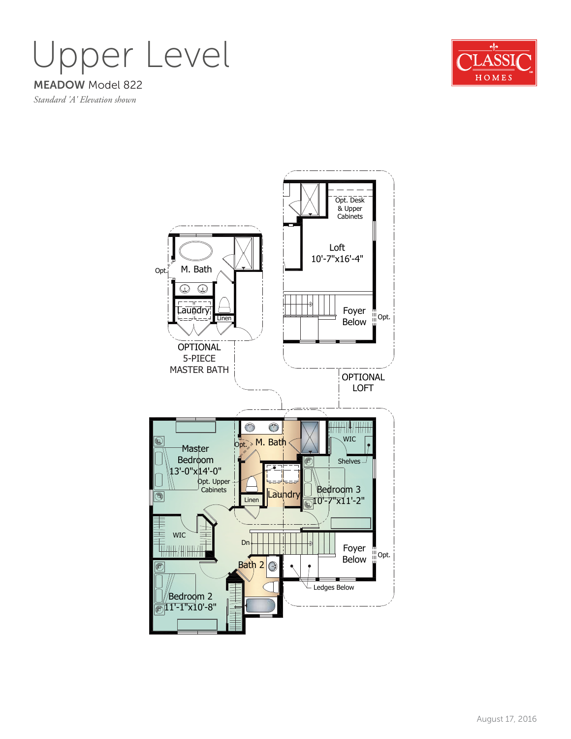# Upper Level

**MEADOW** Model 822

*Standard 'A' Elevation shown*

CLASSIC HOMES

Opt. Desk & Upper Cabinets

Loft
10'-7"x16'-4"

Foyer Below

Opt.

OPTIONAL LOFT

Opt.

M. Bath

Laundry

Linen

OPTIONAL 5-PIECE MASTER BATH

Master Bedroom
13'-0"x14'-0"

Opt. Upper Cabinets

Opt.

M. Bath

Laundry

Linen

WIC

Shelves

Bedroom 3
10'-7"x11'-2"

WIC

Dn

Foyer Below

Opt.

Bath 2

Ledges Below

Bedroom 2
11'-1"x10'-8"

August 17, 2016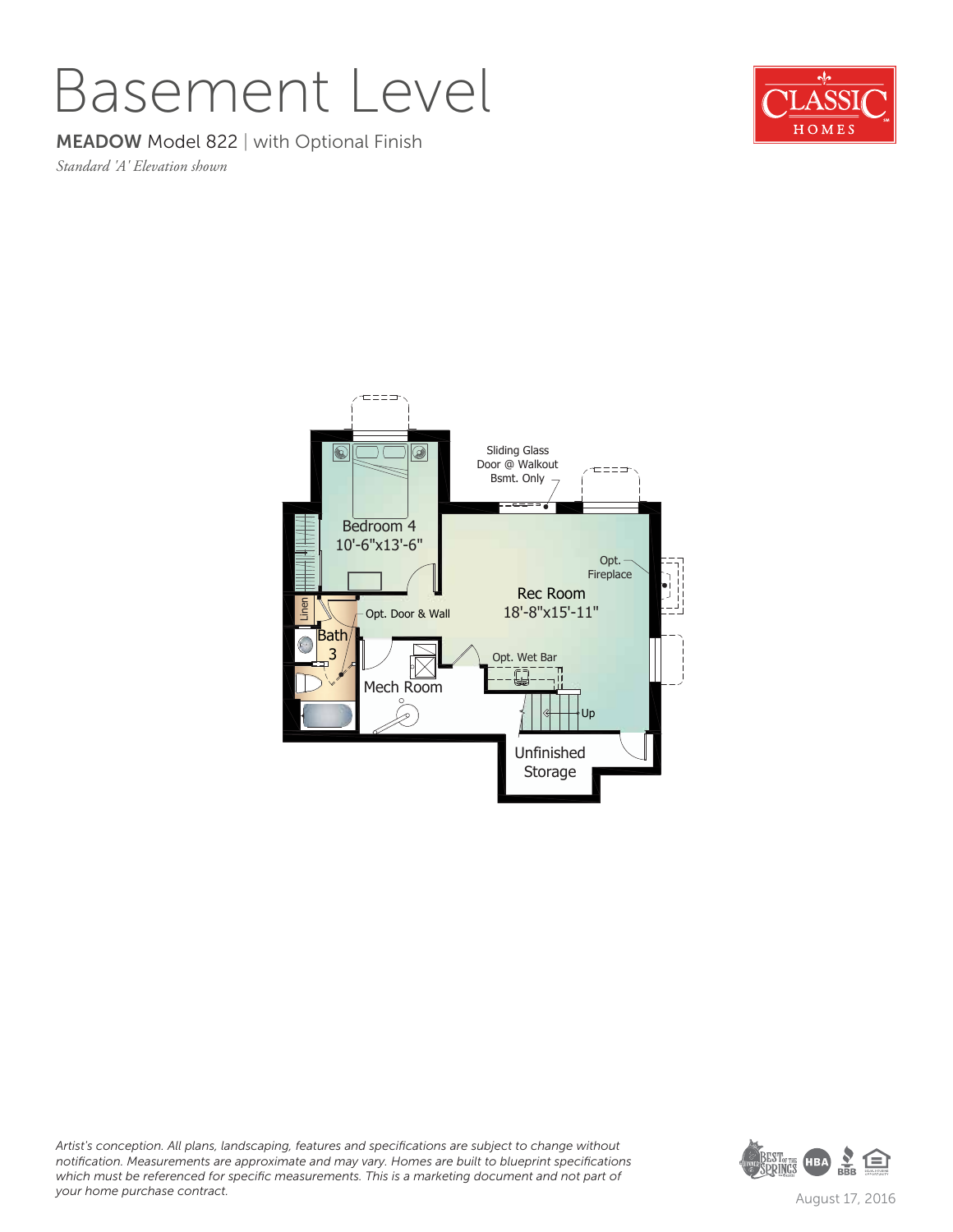# Basement Level

**MEADOW** Model 822 | with Optional Finish

*Standard 'A' Elevation shown*

Bedroom 4
10'-6"x13'-6"

Sliding Glass Door @ Walkout Bsmt. Only

Opt. Fireplace

Rec Room
18'-8"x15'-11"

Linen

Opt. Door & Wall

Bath 3

Mech Room

Opt. Wet Bar

Up

Unfinished Storage

*Artist's conception. All plans, landscaping, features and specifications are subject to change without notification. Measurements are approximate and may vary. Homes are built to blueprint specifications which must be referenced for specific measurements. This is a marketing document and not part of your home purchase contract.*

August 17, 2016